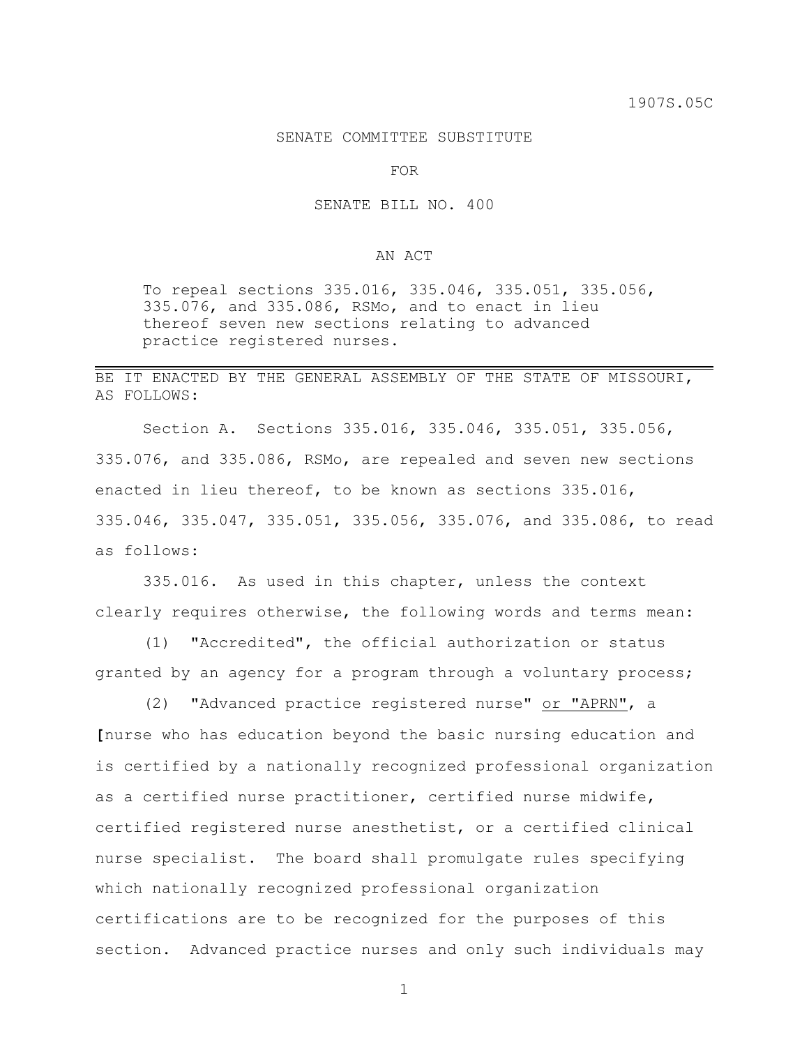1907S.05C

SENATE COMMITTEE SUBSTITUTE

FOR

SENATE BILL NO. 400

AN ACT

To repeal sections 335.016, 335.046, 335.051, 335.056, 335.076, and 335.086, RSMo, and to enact in lieu thereof seven new sections relating to advanced practice registered nurses.

---

BE IT ENACTED BY THE GENERAL ASSEMBLY OF THE STATE OF MISSOURI, AS FOLLOWS:

Section A. Sections 335.016, 335.046, 335.051, 335.056, 335.076, and 335.086, RSMo, are repealed and seven new sections enacted in lieu thereof, to be known as sections 335.016, 335.046, 335.047, 335.051, 335.056, 335.076, and 335.086, to read as follows:

335.016. As used in this chapter, unless the context clearly requires otherwise, the following words and terms mean:

(1) "Accredited", the official authorization or status granted by an agency for a program through a voluntary process;

(2) "Advanced practice registered nurse" or "APRN", a [nurse who has education beyond the basic nursing education and is certified by a nationally recognized professional organization as a certified nurse practitioner, certified nurse midwife, certified registered nurse anesthetist, or a certified clinical nurse specialist. The board shall promulgate rules specifying which nationally recognized professional organization certifications are to be recognized for the purposes of this section. Advanced practice nurses and only such individuals may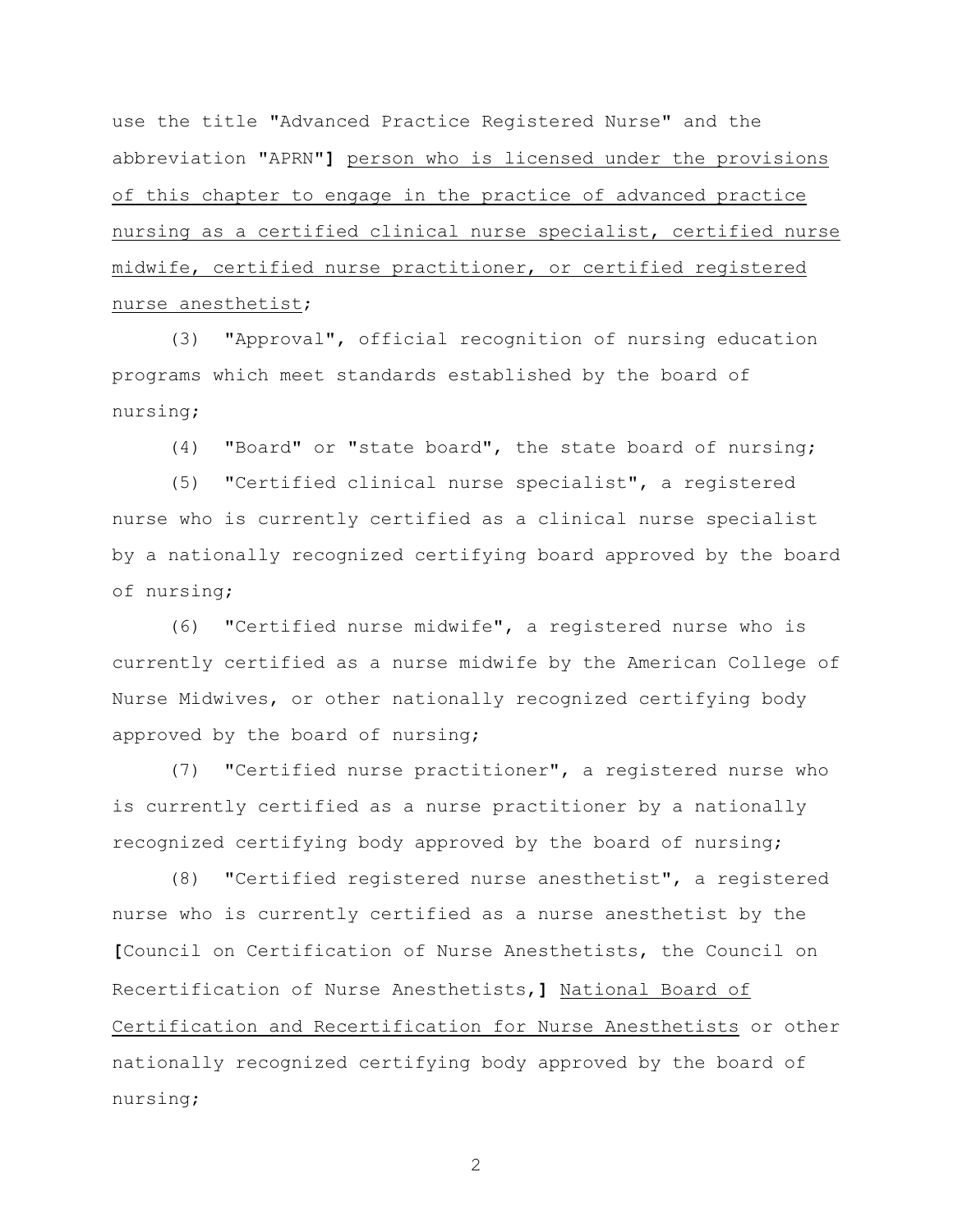use the title "Advanced Practice Registered Nurse" and the abbreviation "APRN"] <u>person who is licensed under the provisions of this chapter to engage in the practice of advanced practice nursing as a certified clinical nurse specialist, certified nurse midwife, certified nurse practitioner, or certified registered nurse anesthetist</u>;

(3) "Approval", official recognition of nursing education programs which meet standards established by the board of nursing;

(4) "Board" or "state board", the state board of nursing;

(5) "Certified clinical nurse specialist", a registered nurse who is currently certified as a clinical nurse specialist by a nationally recognized certifying board approved by the board of nursing;

(6) "Certified nurse midwife", a registered nurse who is currently certified as a nurse midwife by the American College of Nurse Midwives, or other nationally recognized certifying body approved by the board of nursing;

(7) "Certified nurse practitioner", a registered nurse who is currently certified as a nurse practitioner by a nationally recognized certifying body approved by the board of nursing;

(8) "Certified registered nurse anesthetist", a registered nurse who is currently certified as a nurse anesthetist by the [Council on Certification of Nurse Anesthetists, the Council on Recertification of Nurse Anesthetists,] <u>National Board of Certification and Recertification for Nurse Anesthetists</u> or other nationally recognized certifying body approved by the board of nursing;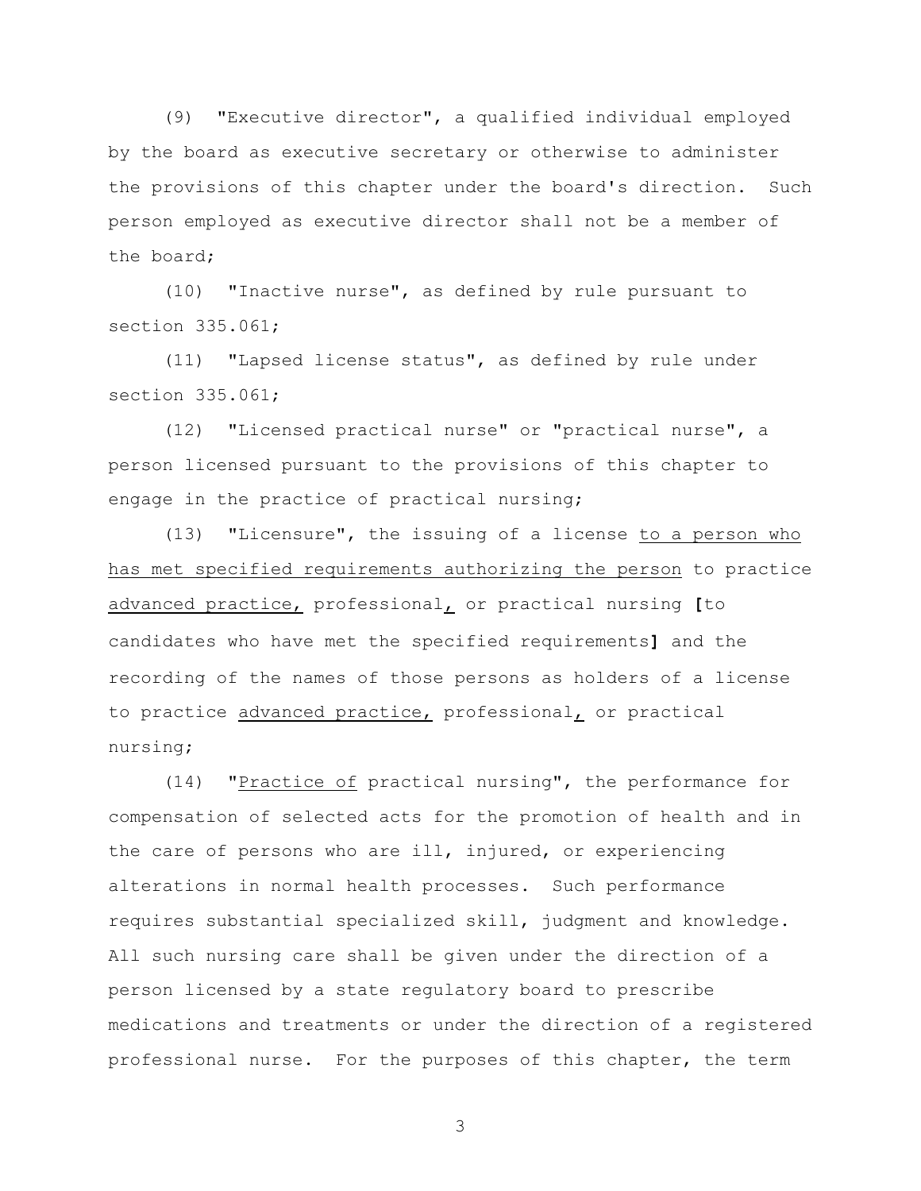(9) "Executive director", a qualified individual employed by the board as executive secretary or otherwise to administer the provisions of this chapter under the board's direction. Such person employed as executive director shall not be a member of the board;

(10) "Inactive nurse", as defined by rule pursuant to section 335.061;

(11) "Lapsed license status", as defined by rule under section 335.061;

(12) "Licensed practical nurse" or "practical nurse", a person licensed pursuant to the provisions of this chapter to engage in the practice of practical nursing;

(13) "Licensure", the issuing of a license <u>to a person who has met specified requirements authorizing the person</u> to practice <u>advanced practice,</u> professional<u>,</u> or practical nursing **[**to candidates who have met the specified requirements**]** and the recording of the names of those persons as holders of a license to practice <u>advanced practice,</u> professional<u>,</u> or practical nursing;

(14) "<u>Practice of</u> practical nursing", the performance for compensation of selected acts for the promotion of health and in the care of persons who are ill, injured, or experiencing alterations in normal health processes. Such performance requires substantial specialized skill, judgment and knowledge. All such nursing care shall be given under the direction of a person licensed by a state regulatory board to prescribe medications and treatments or under the direction of a registered professional nurse. For the purposes of this chapter, the term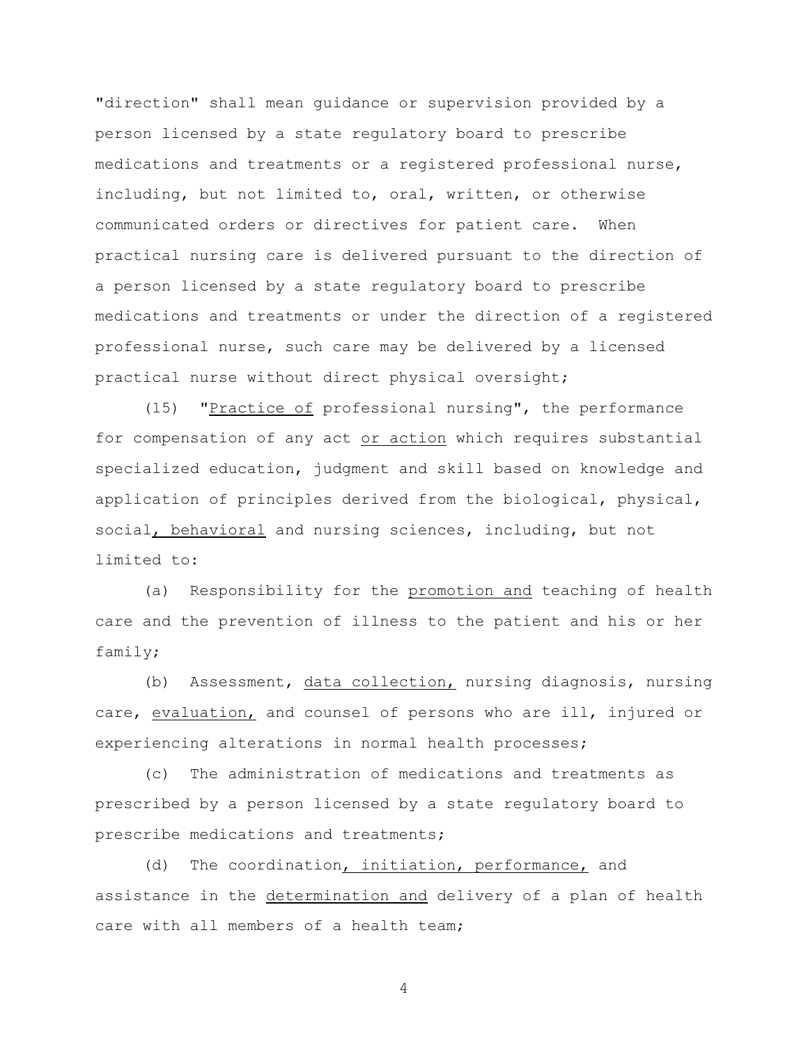"direction" shall mean guidance or supervision provided by a person licensed by a state regulatory board to prescribe medications and treatments or a registered professional nurse, including, but not limited to, oral, written, or otherwise communicated orders or directives for patient care. When practical nursing care is delivered pursuant to the direction of a person licensed by a state regulatory board to prescribe medications and treatments or under the direction of a registered professional nurse, such care may be delivered by a licensed practical nurse without direct physical oversight;

(15) "Practice of professional nursing", the performance for compensation of any act or action which requires substantial specialized education, judgment and skill based on knowledge and application of principles derived from the biological, physical, social, behavioral and nursing sciences, including, but not limited to:

(a) Responsibility for the promotion and teaching of health care and the prevention of illness to the patient and his or her family;

(b) Assessment, data collection, nursing diagnosis, nursing care, evaluation, and counsel of persons who are ill, injured or experiencing alterations in normal health processes;

(c) The administration of medications and treatments as prescribed by a person licensed by a state regulatory board to prescribe medications and treatments;

(d) The coordination, initiation, performance, and assistance in the determination and delivery of a plan of health care with all members of a health team;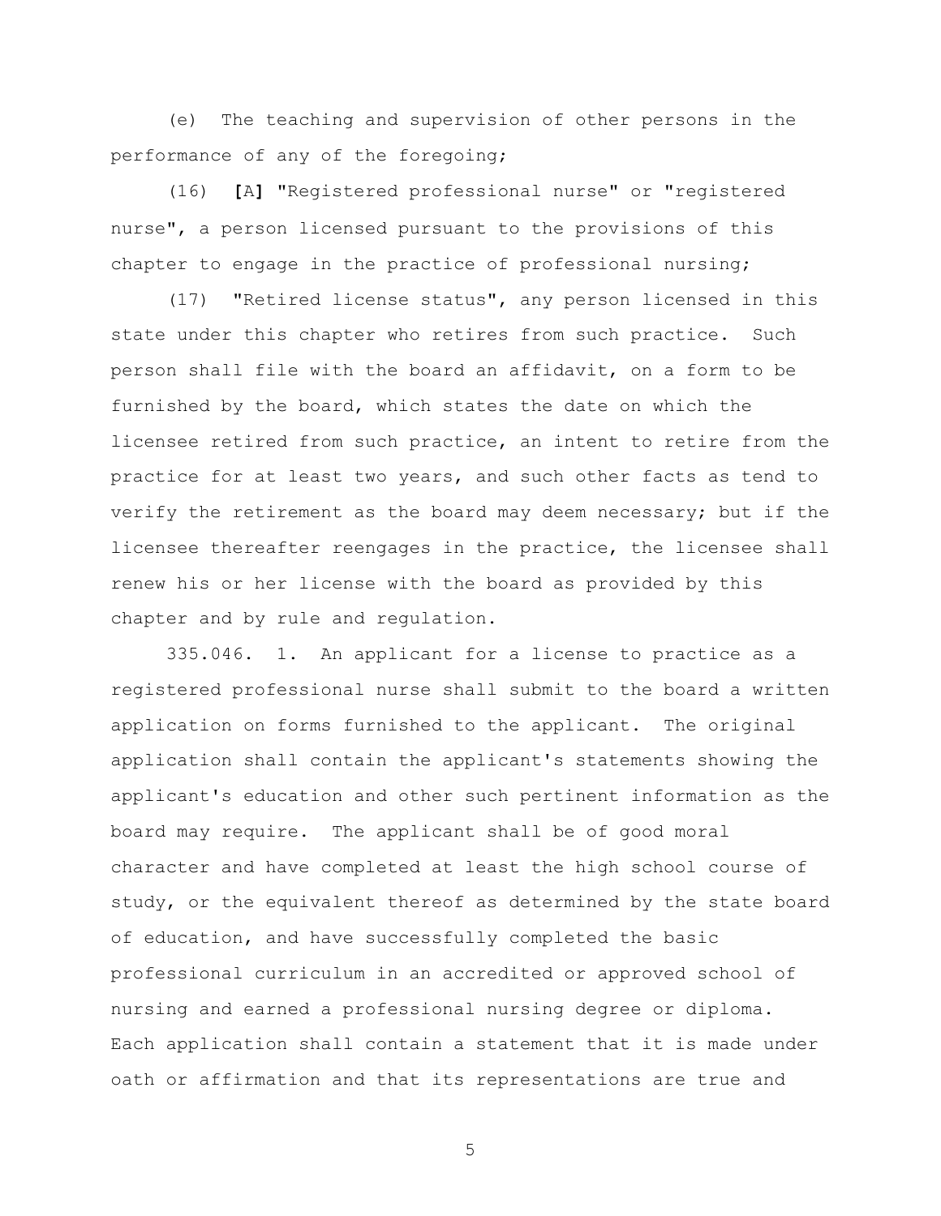(e) The teaching and supervision of other persons in the performance of any of the foregoing;

(16) **[**A**]** "Registered professional nurse" or "registered nurse", a person licensed pursuant to the provisions of this chapter to engage in the practice of professional nursing;

(17) "Retired license status", any person licensed in this state under this chapter who retires from such practice. Such person shall file with the board an affidavit, on a form to be furnished by the board, which states the date on which the licensee retired from such practice, an intent to retire from the practice for at least two years, and such other facts as tend to verify the retirement as the board may deem necessary; but if the licensee thereafter reengages in the practice, the licensee shall renew his or her license with the board as provided by this chapter and by rule and regulation.

335.046. 1. An applicant for a license to practice as a registered professional nurse shall submit to the board a written application on forms furnished to the applicant. The original application shall contain the applicant's statements showing the applicant's education and other such pertinent information as the board may require. The applicant shall be of good moral character and have completed at least the high school course of study, or the equivalent thereof as determined by the state board of education, and have successfully completed the basic professional curriculum in an accredited or approved school of nursing and earned a professional nursing degree or diploma. Each application shall contain a statement that it is made under oath or affirmation and that its representations are true and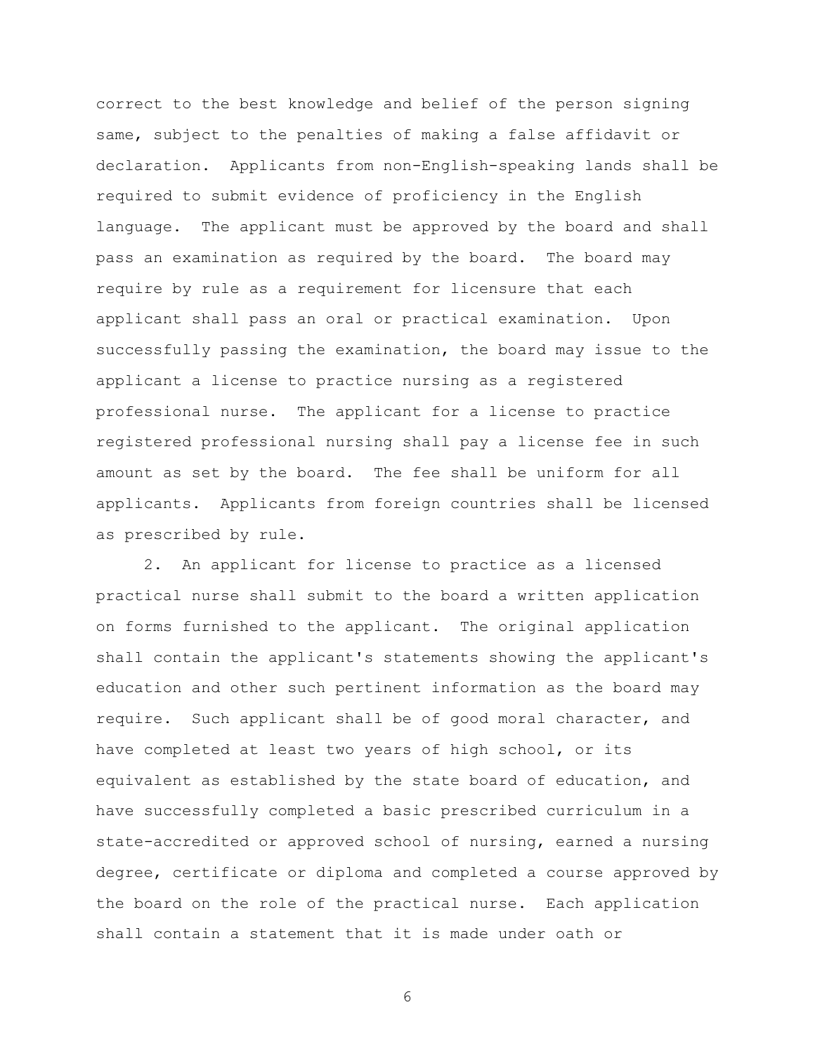correct to the best knowledge and belief of the person signing same, subject to the penalties of making a false affidavit or declaration. Applicants from non-English-speaking lands shall be required to submit evidence of proficiency in the English language. The applicant must be approved by the board and shall pass an examination as required by the board. The board may require by rule as a requirement for licensure that each applicant shall pass an oral or practical examination. Upon successfully passing the examination, the board may issue to the applicant a license to practice nursing as a registered professional nurse. The applicant for a license to practice registered professional nursing shall pay a license fee in such amount as set by the board. The fee shall be uniform for all applicants. Applicants from foreign countries shall be licensed as prescribed by rule.

2. An applicant for license to practice as a licensed practical nurse shall submit to the board a written application on forms furnished to the applicant. The original application shall contain the applicant's statements showing the applicant's education and other such pertinent information as the board may require. Such applicant shall be of good moral character, and have completed at least two years of high school, or its equivalent as established by the state board of education, and have successfully completed a basic prescribed curriculum in a state-accredited or approved school of nursing, earned a nursing degree, certificate or diploma and completed a course approved by the board on the role of the practical nurse. Each application shall contain a statement that it is made under oath or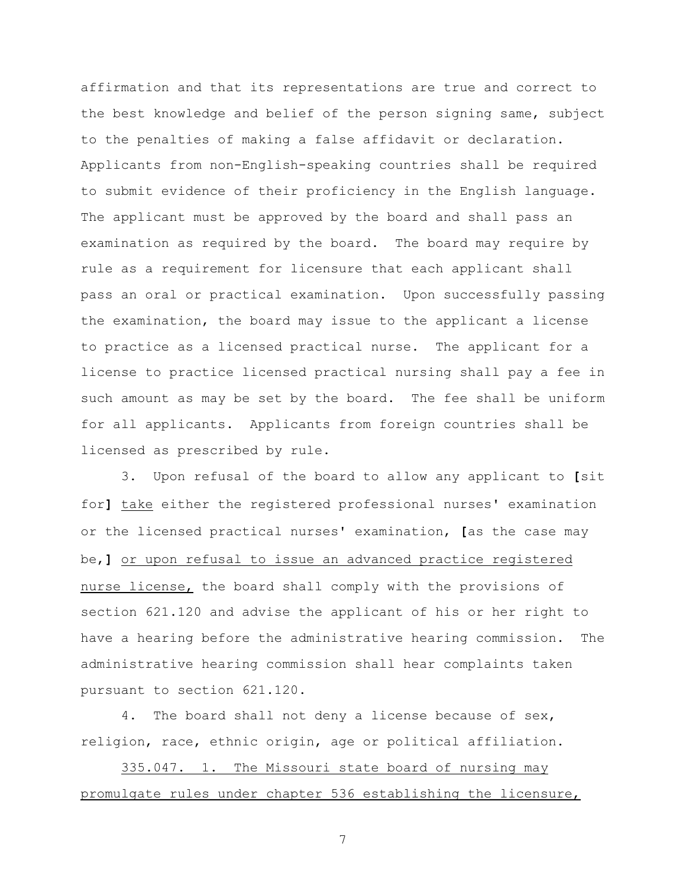affirmation and that its representations are true and correct to the best knowledge and belief of the person signing same, subject to the penalties of making a false affidavit or declaration. Applicants from non-English-speaking countries shall be required to submit evidence of their proficiency in the English language. The applicant must be approved by the board and shall pass an examination as required by the board. The board may require by rule as a requirement for licensure that each applicant shall pass an oral or practical examination. Upon successfully passing the examination, the board may issue to the applicant a license to practice as a licensed practical nurse. The applicant for a license to practice licensed practical nursing shall pay a fee in such amount as may be set by the board. The fee shall be uniform for all applicants. Applicants from foreign countries shall be licensed as prescribed by rule.

3. Upon refusal of the board to allow any applicant to **[**sit for**]** <u>take</u> either the registered professional nurses' examination or the licensed practical nurses' examination, **[**as the case may be,**]** <u>or upon refusal to issue an advanced practice registered nurse license,</u> the board shall comply with the provisions of section 621.120 and advise the applicant of his or her right to have a hearing before the administrative hearing commission. The administrative hearing commission shall hear complaints taken pursuant to section 621.120.

4. The board shall not deny a license because of sex, religion, race, ethnic origin, age or political affiliation.

<u>335.047. 1. The Missouri state board of nursing may promulgate rules under chapter 536 establishing the licensure,</u>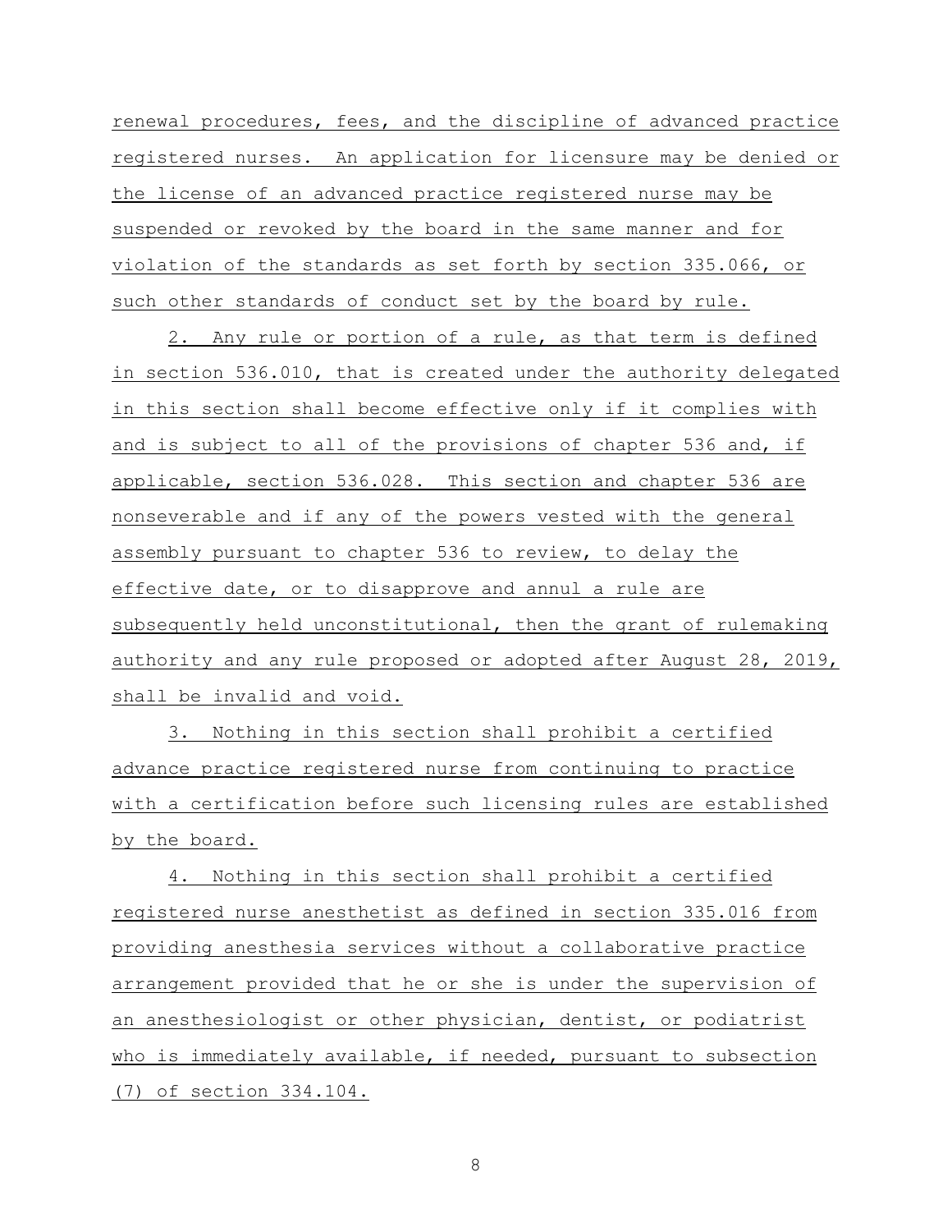renewal procedures, fees, and the discipline of advanced practice registered nurses. An application for licensure may be denied or the license of an advanced practice registered nurse may be suspended or revoked by the board in the same manner and for violation of the standards as set forth by section 335.066, or such other standards of conduct set by the board by rule.

2. Any rule or portion of a rule, as that term is defined in section 536.010, that is created under the authority delegated in this section shall become effective only if it complies with and is subject to all of the provisions of chapter 536 and, if applicable, section 536.028. This section and chapter 536 are nonseverable and if any of the powers vested with the general assembly pursuant to chapter 536 to review, to delay the effective date, or to disapprove and annul a rule are subsequently held unconstitutional, then the grant of rulemaking authority and any rule proposed or adopted after August 28, 2019, shall be invalid and void.

3. Nothing in this section shall prohibit a certified advance practice registered nurse from continuing to practice with a certification before such licensing rules are established by the board.

4. Nothing in this section shall prohibit a certified registered nurse anesthetist as defined in section 335.016 from providing anesthesia services without a collaborative practice arrangement provided that he or she is under the supervision of an anesthesiologist or other physician, dentist, or podiatrist who is immediately available, if needed, pursuant to subsection (7) of section 334.104.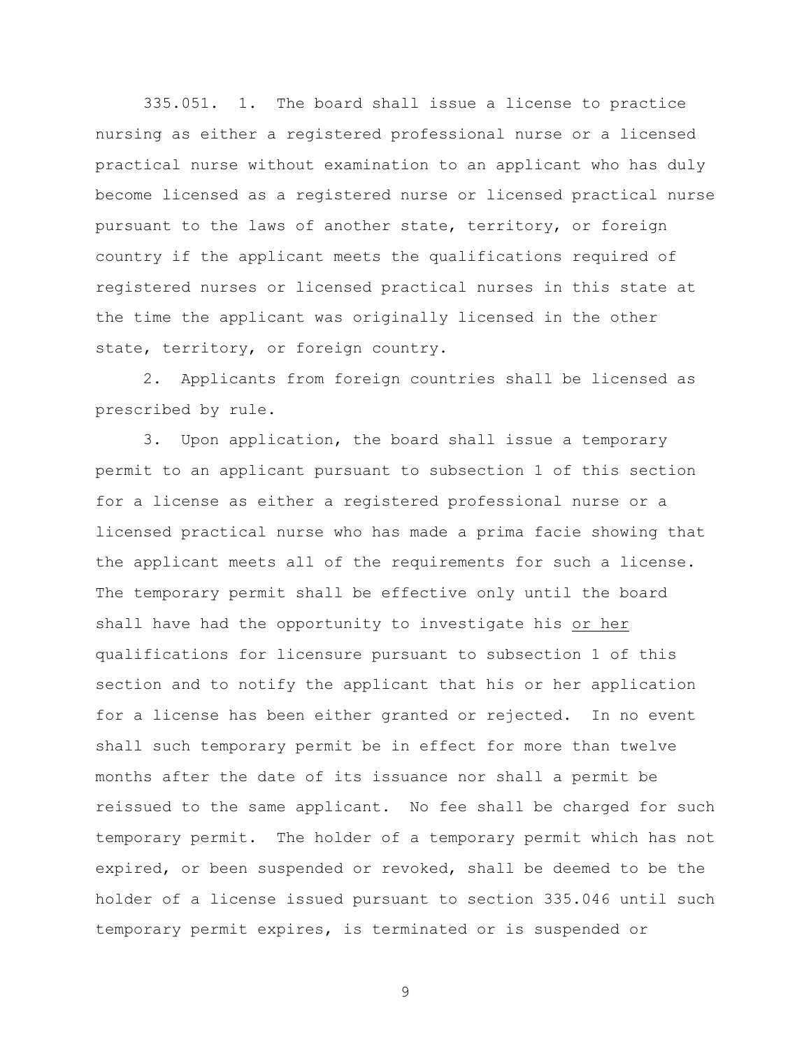335.051. 1. The board shall issue a license to practice nursing as either a registered professional nurse or a licensed practical nurse without examination to an applicant who has duly become licensed as a registered nurse or licensed practical nurse pursuant to the laws of another state, territory, or foreign country if the applicant meets the qualifications required of registered nurses or licensed practical nurses in this state at the time the applicant was originally licensed in the other state, territory, or foreign country.

2. Applicants from foreign countries shall be licensed as prescribed by rule.

3. Upon application, the board shall issue a temporary permit to an applicant pursuant to subsection 1 of this section for a license as either a registered professional nurse or a licensed practical nurse who has made a prima facie showing that the applicant meets all of the requirements for such a license. The temporary permit shall be effective only until the board shall have had the opportunity to investigate his <u>or her</u> qualifications for licensure pursuant to subsection 1 of this section and to notify the applicant that his or her application for a license has been either granted or rejected. In no event shall such temporary permit be in effect for more than twelve months after the date of its issuance nor shall a permit be reissued to the same applicant. No fee shall be charged for such temporary permit. The holder of a temporary permit which has not expired, or been suspended or revoked, shall be deemed to be the holder of a license issued pursuant to section 335.046 until such temporary permit expires, is terminated or is suspended or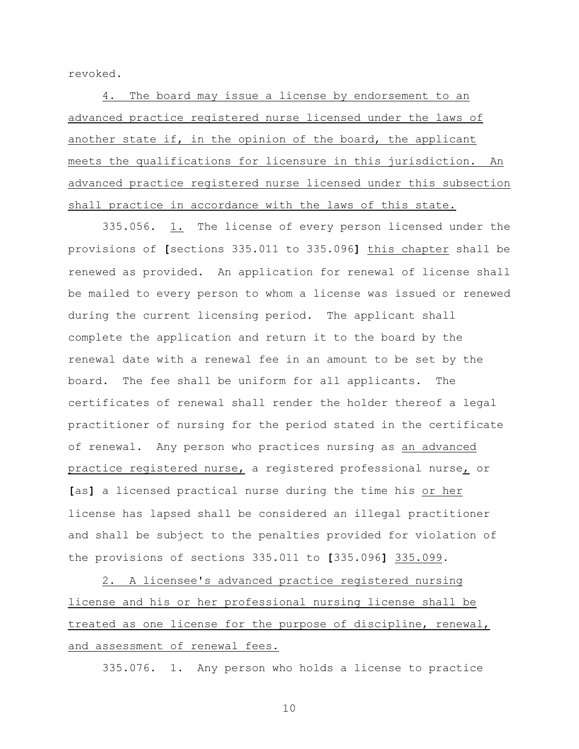revoked.

4. The board may issue a license by endorsement to an advanced practice registered nurse licensed under the laws of another state if, in the opinion of the board, the applicant meets the qualifications for licensure in this jurisdiction. An advanced practice registered nurse licensed under this subsection shall practice in accordance with the laws of this state.

335.056. 1. The license of every person licensed under the provisions of **[**sections 335.011 to 335.096**]** this chapter shall be renewed as provided. An application for renewal of license shall be mailed to every person to whom a license was issued or renewed during the current licensing period. The applicant shall complete the application and return it to the board by the renewal date with a renewal fee in an amount to be set by the board. The fee shall be uniform for all applicants. The certificates of renewal shall render the holder thereof a legal practitioner of nursing for the period stated in the certificate of renewal. Any person who practices nursing as an advanced practice registered nurse, a registered professional nurse, or **[**as**]** a licensed practical nurse during the time his or her license has lapsed shall be considered an illegal practitioner and shall be subject to the penalties provided for violation of the provisions of sections 335.011 to **[**335.096**]** 335.099.

2. A licensee's advanced practice registered nursing license and his or her professional nursing license shall be treated as one license for the purpose of discipline, renewal, and assessment of renewal fees.

335.076. 1. Any person who holds a license to practice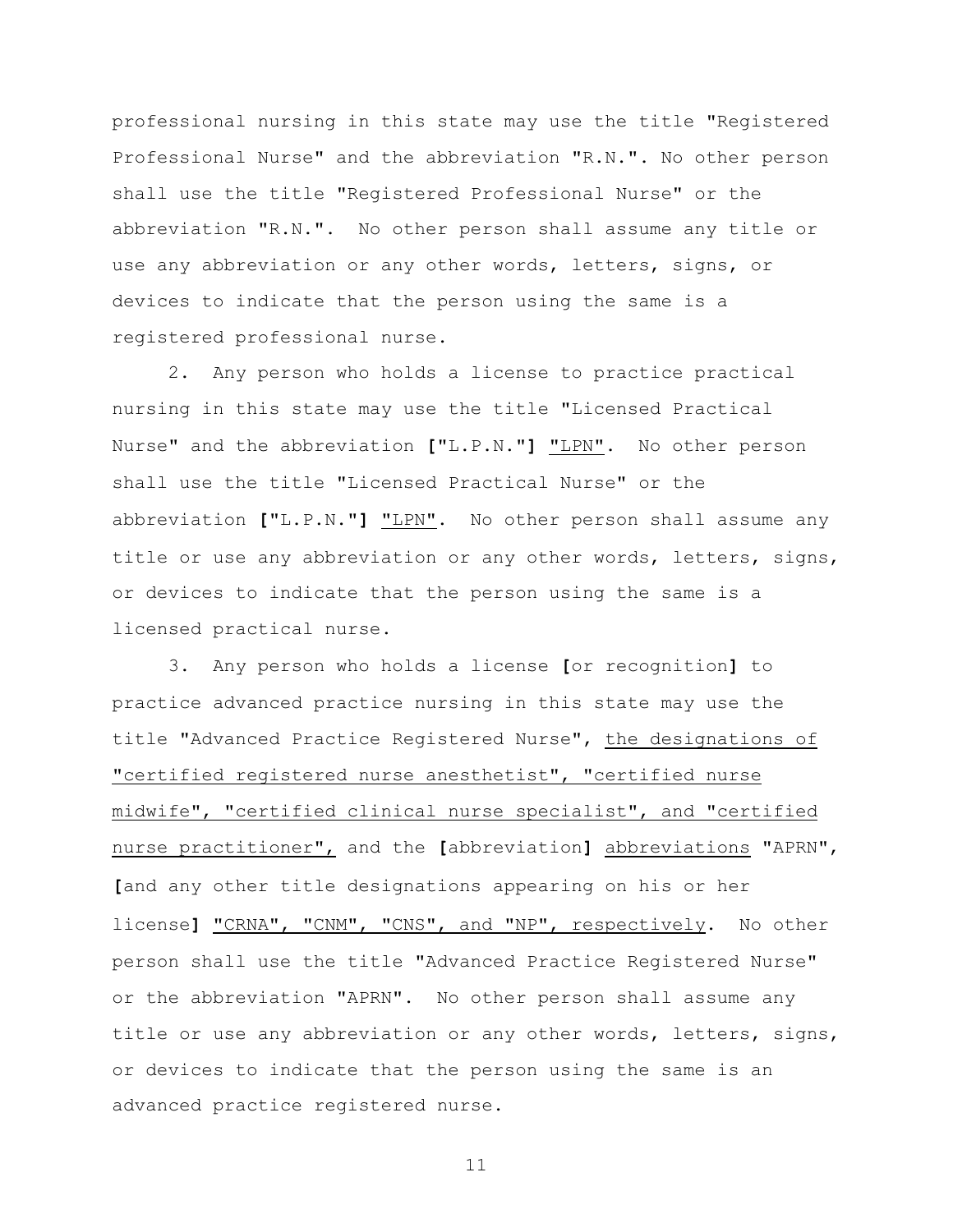professional nursing in this state may use the title "Registered Professional Nurse" and the abbreviation "R.N.". No other person shall use the title "Registered Professional Nurse" or the abbreviation "R.N.". No other person shall assume any title or use any abbreviation or any other words, letters, signs, or devices to indicate that the person using the same is a registered professional nurse.

2. Any person who holds a license to practice practical nursing in this state may use the title "Licensed Practical Nurse" and the abbreviation **[**"L.P.N."**]** <u>"LPN"</u>. No other person shall use the title "Licensed Practical Nurse" or the abbreviation **[**"L.P.N."**]** <u>"LPN"</u>. No other person shall assume any title or use any abbreviation or any other words, letters, signs, or devices to indicate that the person using the same is a licensed practical nurse.

3. Any person who holds a license **[**or recognition**]** to practice advanced practice nursing in this state may use the title "Advanced Practice Registered Nurse", <u>the designations of "certified registered nurse anesthetist", "certified nurse midwife", "certified clinical nurse specialist", and "certified nurse practitioner",</u> and the **[**abbreviation**]** <u>abbreviations</u> "APRN", **[**and any other title designations appearing on his or her license**]** <u>"CRNA", "CNM", "CNS", and "NP", respectively</u>. No other person shall use the title "Advanced Practice Registered Nurse" or the abbreviation "APRN". No other person shall assume any title or use any abbreviation or any other words, letters, signs, or devices to indicate that the person using the same is an advanced practice registered nurse.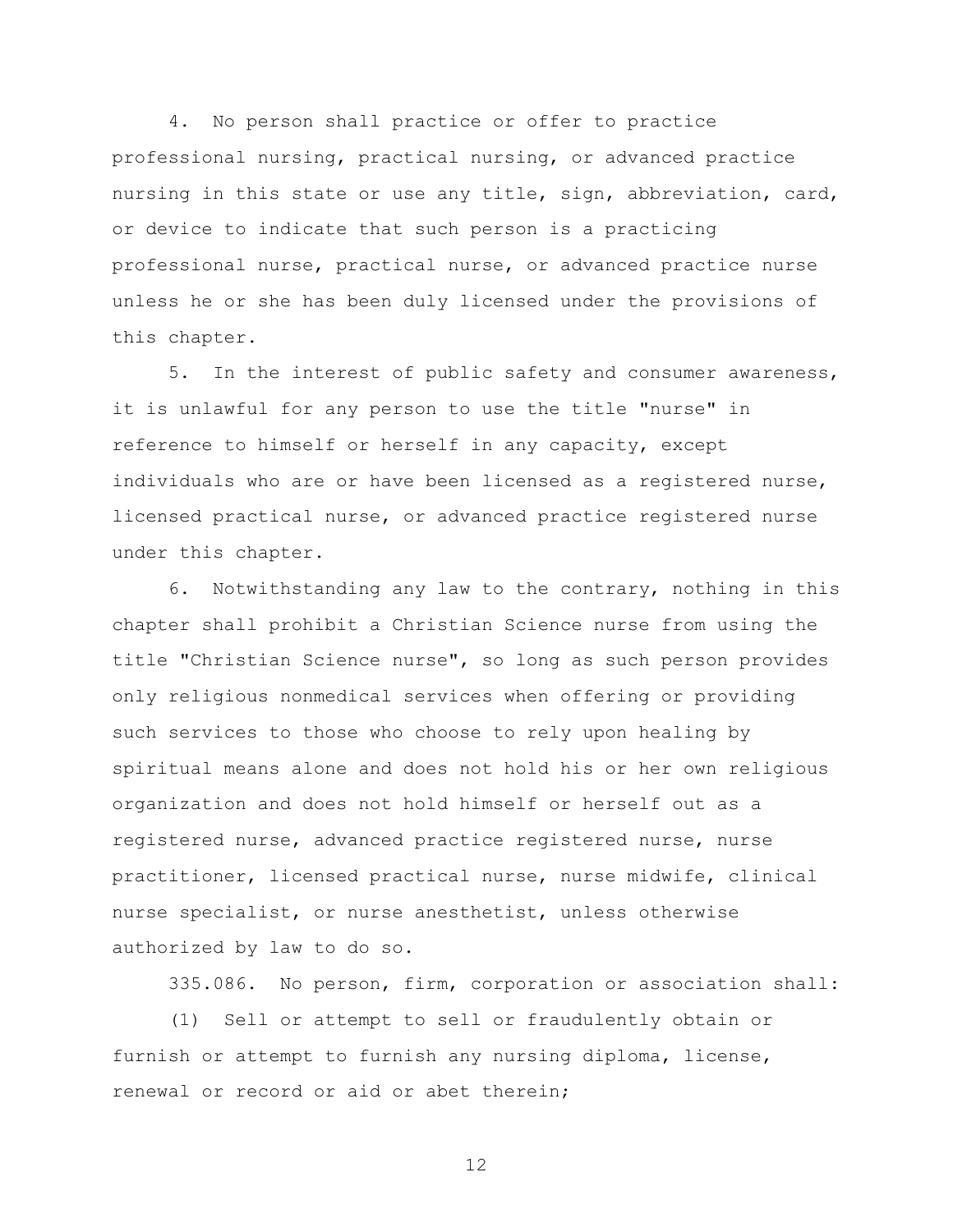4. No person shall practice or offer to practice professional nursing, practical nursing, or advanced practice nursing in this state or use any title, sign, abbreviation, card, or device to indicate that such person is a practicing professional nurse, practical nurse, or advanced practice nurse unless he or she has been duly licensed under the provisions of this chapter.

5. In the interest of public safety and consumer awareness, it is unlawful for any person to use the title "nurse" in reference to himself or herself in any capacity, except individuals who are or have been licensed as a registered nurse, licensed practical nurse, or advanced practice registered nurse under this chapter.

6. Notwithstanding any law to the contrary, nothing in this chapter shall prohibit a Christian Science nurse from using the title "Christian Science nurse", so long as such person provides only religious nonmedical services when offering or providing such services to those who choose to rely upon healing by spiritual means alone and does not hold his or her own religious organization and does not hold himself or herself out as a registered nurse, advanced practice registered nurse, nurse practitioner, licensed practical nurse, nurse midwife, clinical nurse specialist, or nurse anesthetist, unless otherwise authorized by law to do so.

335.086. No person, firm, corporation or association shall:

(1) Sell or attempt to sell or fraudulently obtain or furnish or attempt to furnish any nursing diploma, license, renewal or record or aid or abet therein;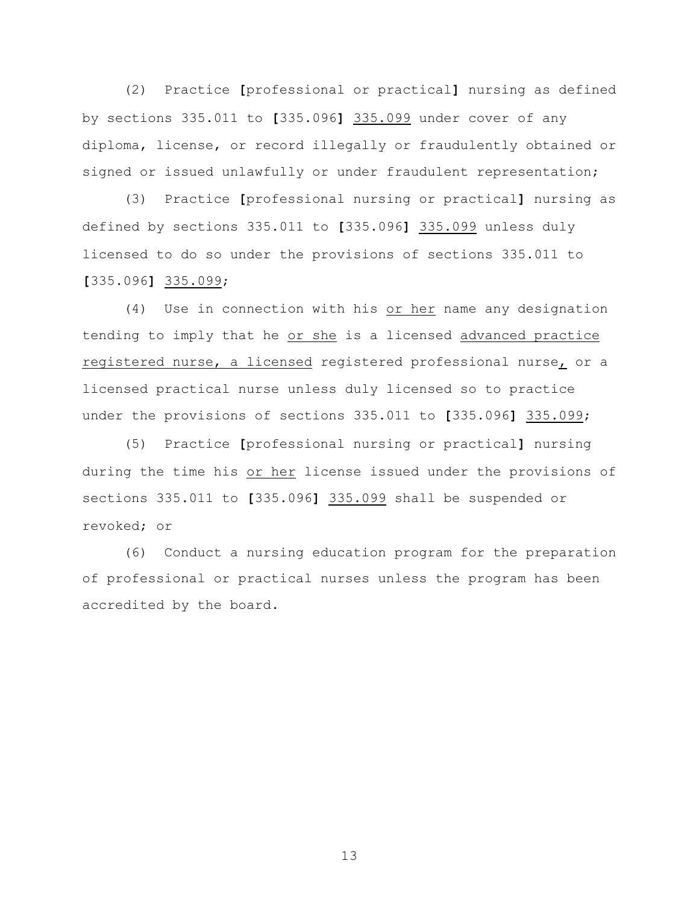(2) Practice [professional or practical] nursing as defined by sections 335.011 to [335.096] 335.099 under cover of any diploma, license, or record illegally or fraudulently obtained or signed or issued unlawfully or under fraudulent representation;

(3) Practice [professional nursing or practical] nursing as defined by sections 335.011 to [335.096] 335.099 unless duly licensed to do so under the provisions of sections 335.011 to [335.096] 335.099;

(4) Use in connection with his or her name any designation tending to imply that he or she is a licensed advanced practice registered nurse, a licensed registered professional nurse, or a licensed practical nurse unless duly licensed so to practice under the provisions of sections 335.011 to [335.096] 335.099;

(5) Practice [professional nursing or practical] nursing during the time his or her license issued under the provisions of sections 335.011 to [335.096] 335.099 shall be suspended or revoked; or

(6) Conduct a nursing education program for the preparation of professional or practical nurses unless the program has been accredited by the board.